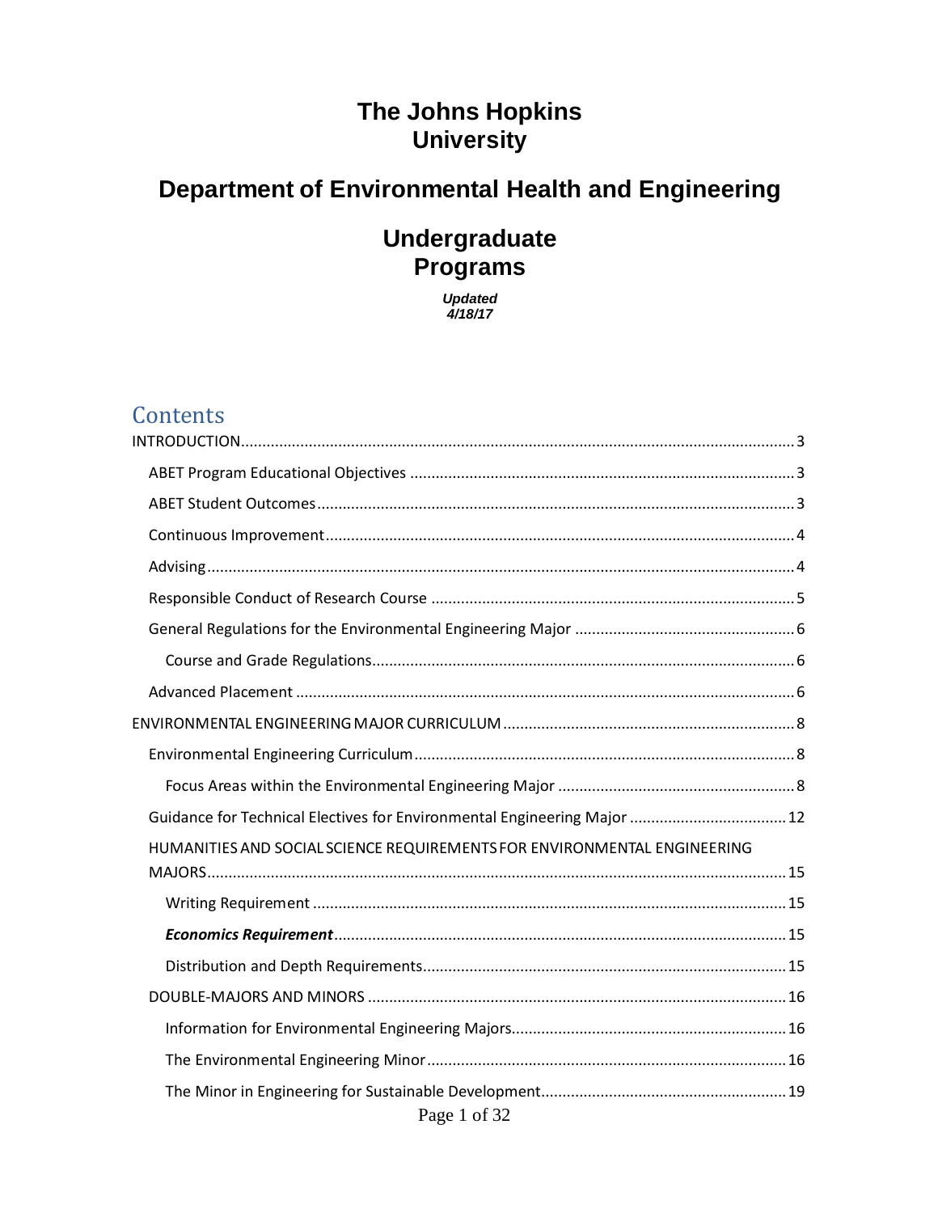# The Johns Hopkins University

## Department of Environmental Health and Engineering

## Undergraduate Programs

***Updated 4/18/17***

## Contents

INTRODUCTION ..... 3

- ABET Program Educational Objectives ..... 3
- ABET Student Outcomes ..... 3
- Continuous Improvement ..... 4
- Advising ..... 4
- Responsible Conduct of Research Course ..... 5
- General Regulations for the Environmental Engineering Major ..... 6
  - Course and Grade Regulations ..... 6
- Advanced Placement ..... 6

ENVIRONMENTAL ENGINEERING MAJOR CURRICULUM ..... 8

- Environmental Engineering Curriculum ..... 8
  - Focus Areas within the Environmental Engineering Major ..... 8
- Guidance for Technical Electives for Environmental Engineering Major ..... 12
- HUMANITIES AND SOCIAL SCIENCE REQUIREMENTS FOR ENVIRONMENTAL ENGINEERING MAJORS ..... 15
  - Writing Requirement ..... 15
  - ***Economics Requirement*** ..... 15
  - Distribution and Depth Requirements ..... 15
- DOUBLE-MAJORS AND MINORS ..... 16
  - Information for Environmental Engineering Majors ..... 16
  - The Environmental Engineering Minor ..... 16
  - The Minor in Engineering for Sustainable Development ..... 19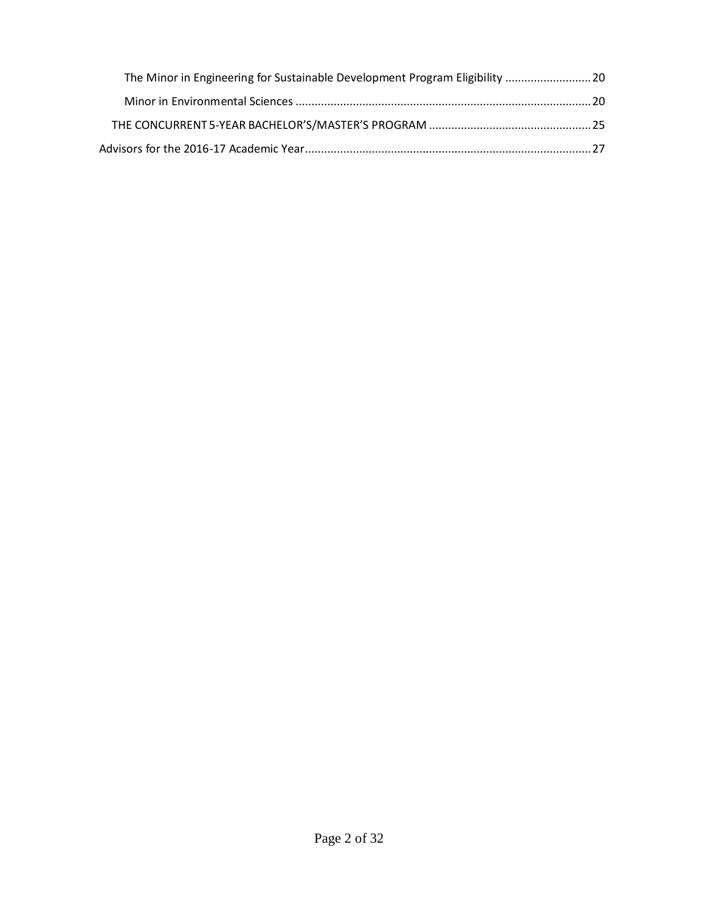- The Minor in Engineering for Sustainable Development Program Eligibility ........................... 20
- Minor in Environmental Sciences ........................................................................................... 20
- THE CONCURRENT 5-YEAR BACHELOR'S/MASTER'S PROGRAM ................................................... 25
- Advisors for the 2016-17 Academic Year ......................................................................................... 27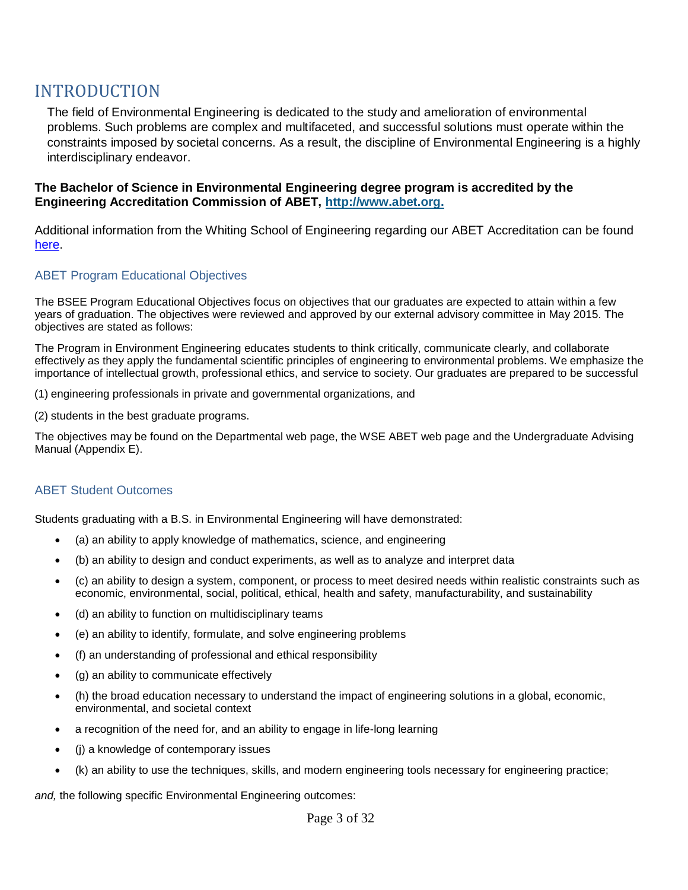# INTRODUCTION

The field of Environmental Engineering is dedicated to the study and amelioration of environmental problems. Such problems are complex and multifaceted, and successful solutions must operate within the constraints imposed by societal concerns. As a result, the discipline of Environmental Engineering is a highly interdisciplinary endeavor.

**The Bachelor of Science in Environmental Engineering degree program is accredited by the Engineering Accreditation Commission of ABET, [http://www.abet.org.](http://www.abet.org)**

Additional information from the Whiting School of Engineering regarding our ABET Accreditation can be found here.

## ABET Program Educational Objectives

The BSEE Program Educational Objectives focus on objectives that our graduates are expected to attain within a few years of graduation. The objectives were reviewed and approved by our external advisory committee in May 2015. The objectives are stated as follows:

The Program in Environment Engineering educates students to think critically, communicate clearly, and collaborate effectively as they apply the fundamental scientific principles of engineering to environmental problems. We emphasize the importance of intellectual growth, professional ethics, and service to society. Our graduates are prepared to be successful

(1) engineering professionals in private and governmental organizations, and

(2) students in the best graduate programs.

The objectives may be found on the Departmental web page, the WSE ABET web page and the Undergraduate Advising Manual (Appendix E).

## ABET Student Outcomes

Students graduating with a B.S. in Environmental Engineering will have demonstrated:

- (a) an ability to apply knowledge of mathematics, science, and engineering
- (b) an ability to design and conduct experiments, as well as to analyze and interpret data
- (c) an ability to design a system, component, or process to meet desired needs within realistic constraints such as economic, environmental, social, political, ethical, health and safety, manufacturability, and sustainability
- (d) an ability to function on multidisciplinary teams
- (e) an ability to identify, formulate, and solve engineering problems
- (f) an understanding of professional and ethical responsibility
- (g) an ability to communicate effectively
- (h) the broad education necessary to understand the impact of engineering solutions in a global, economic, environmental, and societal context
- a recognition of the need for, and an ability to engage in life-long learning
- (j) a knowledge of contemporary issues
- (k) an ability to use the techniques, skills, and modern engineering tools necessary for engineering practice;

*and,* the following specific Environmental Engineering outcomes: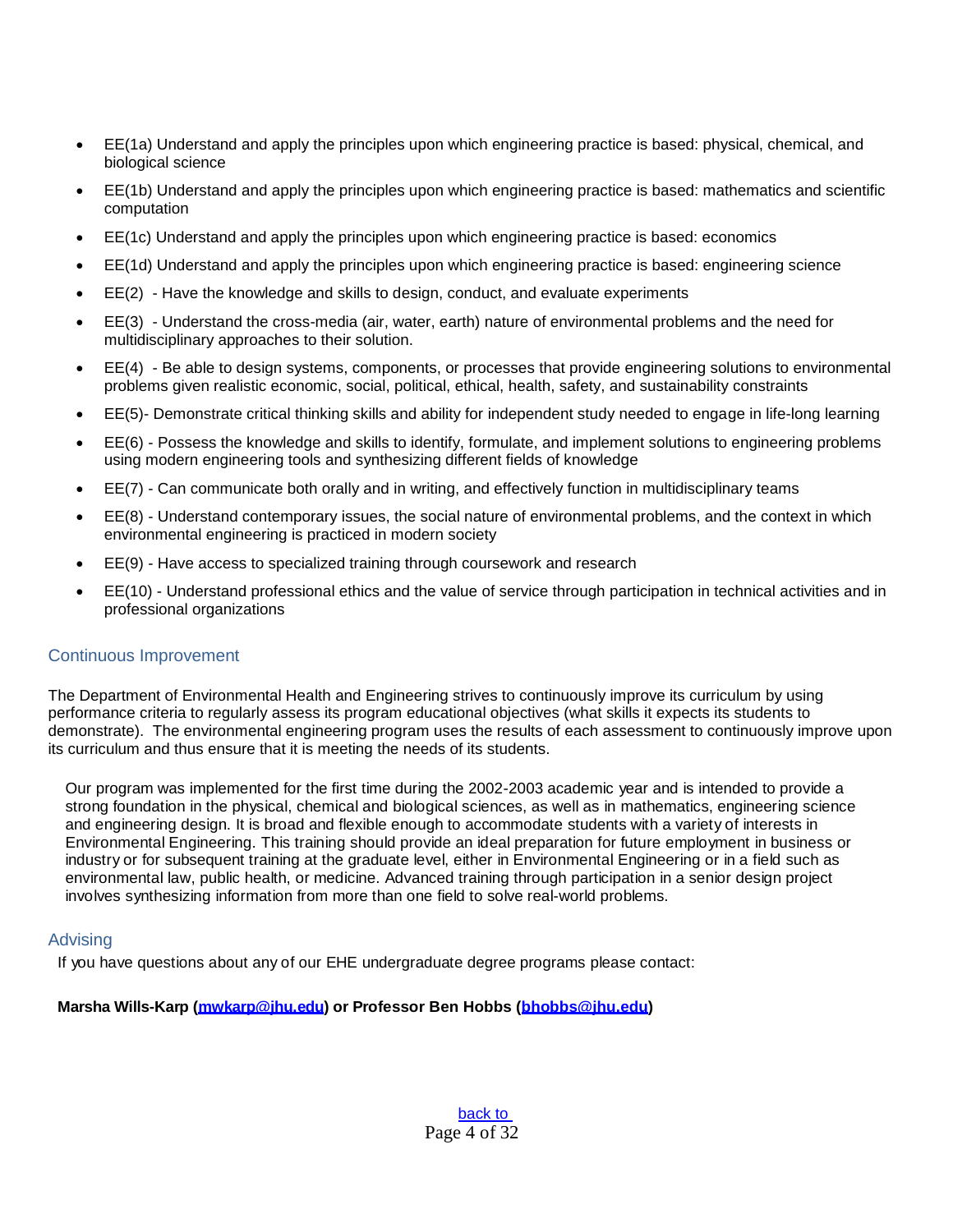- EE(1a) Understand and apply the principles upon which engineering practice is based: physical, chemical, and biological science
- EE(1b) Understand and apply the principles upon which engineering practice is based: mathematics and scientific computation
- EE(1c) Understand and apply the principles upon which engineering practice is based: economics
- EE(1d) Understand and apply the principles upon which engineering practice is based: engineering science
- EE(2) - Have the knowledge and skills to design, conduct, and evaluate experiments
- EE(3) - Understand the cross-media (air, water, earth) nature of environmental problems and the need for multidisciplinary approaches to their solution.
- EE(4) - Be able to design systems, components, or processes that provide engineering solutions to environmental problems given realistic economic, social, political, ethical, health, safety, and sustainability constraints
- EE(5)- Demonstrate critical thinking skills and ability for independent study needed to engage in life-long learning
- EE(6) - Possess the knowledge and skills to identify, formulate, and implement solutions to engineering problems using modern engineering tools and synthesizing different fields of knowledge
- EE(7) - Can communicate both orally and in writing, and effectively function in multidisciplinary teams
- EE(8) - Understand contemporary issues, the social nature of environmental problems, and the context in which environmental engineering is practiced in modern society
- EE(9) - Have access to specialized training through coursework and research
- EE(10) - Understand professional ethics and the value of service through participation in technical activities and in professional organizations

## Continuous Improvement

The Department of Environmental Health and Engineering strives to continuously improve its curriculum by using performance criteria to regularly assess its program educational objectives (what skills it expects its students to demonstrate). The environmental engineering program uses the results of each assessment to continuously improve upon its curriculum and thus ensure that it is meeting the needs of its students.

Our program was implemented for the first time during the 2002-2003 academic year and is intended to provide a strong foundation in the physical, chemical and biological sciences, as well as in mathematics, engineering science and engineering design. It is broad and flexible enough to accommodate students with a variety of interests in Environmental Engineering. This training should provide an ideal preparation for future employment in business or industry or for subsequent training at the graduate level, either in Environmental Engineering or in a field such as environmental law, public health, or medicine. Advanced training through participation in a senior design project involves synthesizing information from more than one field to solve real-world problems.

## Advising

If you have questions about any of our EHE undergraduate degree programs please contact:

**Marsha Wills-Karp (mwkarp@jhu.edu) or Professor Ben Hobbs (bhobbs@jhu.edu)**

back to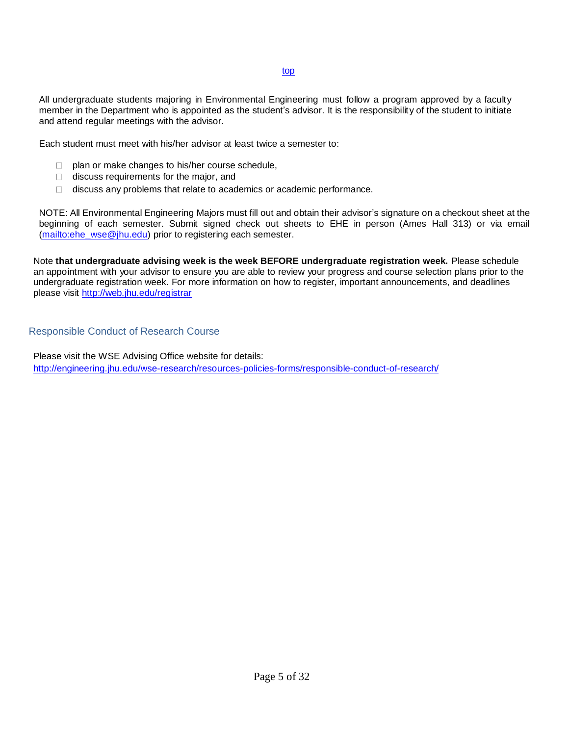top

All undergraduate students majoring in Environmental Engineering must follow a program approved by a faculty member in the Department who is appointed as the student's advisor. It is the responsibility of the student to initiate and attend regular meetings with the advisor.

Each student must meet with his/her advisor at least twice a semester to:

- plan or make changes to his/her course schedule,
- discuss requirements for the major, and
- discuss any problems that relate to academics or academic performance.

NOTE: All Environmental Engineering Majors must fill out and obtain their advisor's signature on a checkout sheet at the beginning of each semester. Submit signed check out sheets to EHE in person (Ames Hall 313) or via email (mailto:ehe_wse@jhu.edu) prior to registering each semester.

Note **that undergraduate advising week is the week BEFORE undergraduate registration week.** Please schedule an appointment with your advisor to ensure you are able to review your progress and course selection plans prior to the undergraduate registration week. For more information on how to register, important announcements, and deadlines please visit http://web.jhu.edu/registrar

## Responsible Conduct of Research Course

Please visit the WSE Advising Office website for details:
http://engineering.jhu.edu/wse-research/resources-policies-forms/responsible-conduct-of-research/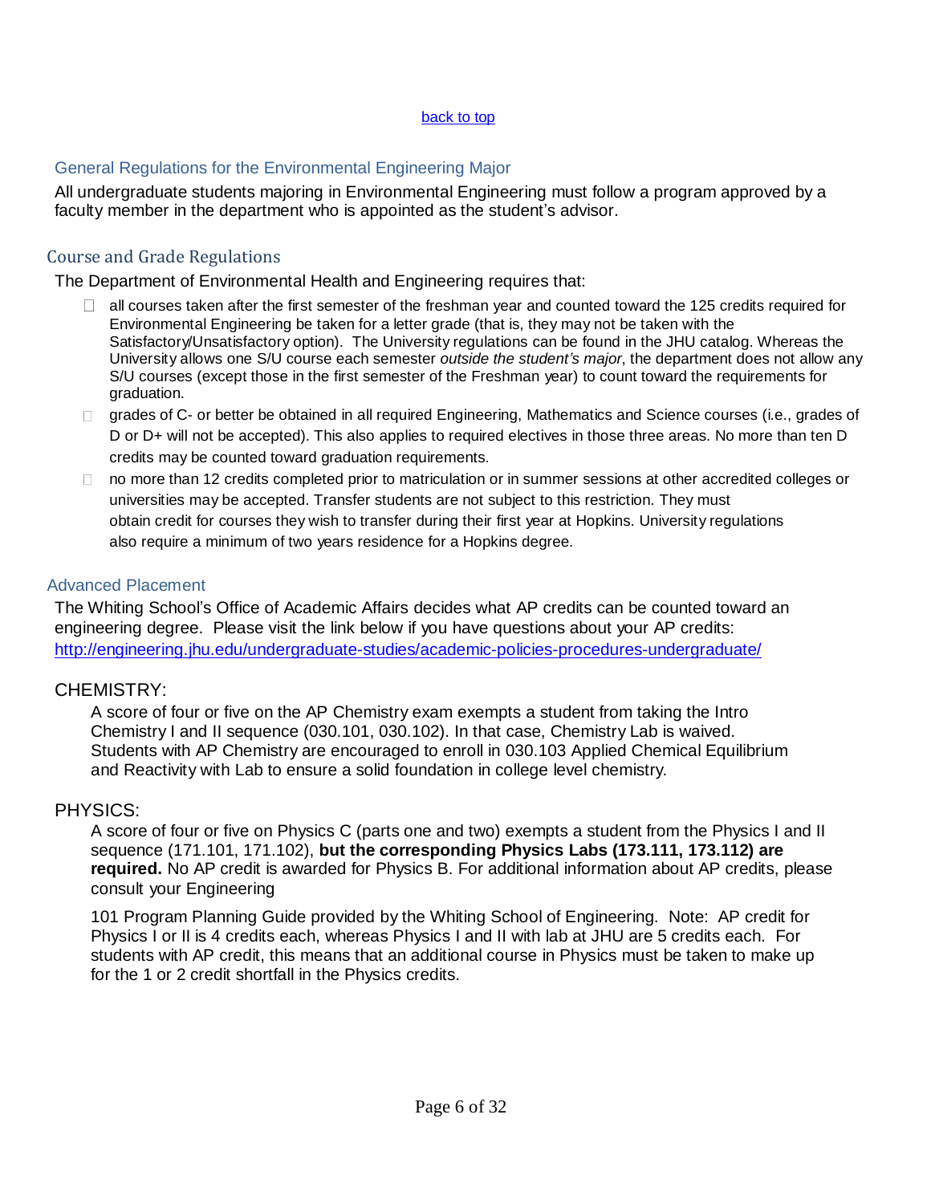[back to top](#)

## General Regulations for the Environmental Engineering Major

All undergraduate students majoring in Environmental Engineering must follow a program approved by a faculty member in the department who is appointed as the student's advisor.

## Course and Grade Regulations

The Department of Environmental Health and Engineering requires that:

- all courses taken after the first semester of the freshman year and counted toward the 125 credits required for Environmental Engineering be taken for a letter grade (that is, they may not be taken with the Satisfactory/Unsatisfactory option). The University regulations can be found in the JHU catalog. Whereas the University allows one S/U course each semester *outside the student's major*, the department does not allow any S/U courses (except those in the first semester of the Freshman year) to count toward the requirements for graduation.
- grades of C- or better be obtained in all required Engineering, Mathematics and Science courses (i.e., grades of D or D+ will not be accepted). This also applies to required electives in those three areas. No more than ten D credits may be counted toward graduation requirements.
- no more than 12 credits completed prior to matriculation or in summer sessions at other accredited colleges or universities may be accepted. Transfer students are not subject to this restriction. They must obtain credit for courses they wish to transfer during their first year at Hopkins. University regulations also require a minimum of two years residence for a Hopkins degree.

## Advanced Placement

The Whiting School's Office of Academic Affairs decides what AP credits can be counted toward an engineering degree. Please visit the link below if you have questions about your AP credits: [http://engineering.jhu.edu/undergraduate-studies/academic-policies-procedures-undergraduate/](http://engineering.jhu.edu/undergraduate-studies/academic-policies-procedures-undergraduate/)

### CHEMISTRY:

A score of four or five on the AP Chemistry exam exempts a student from taking the Intro Chemistry I and II sequence (030.101, 030.102). In that case, Chemistry Lab is waived. Students with AP Chemistry are encouraged to enroll in 030.103 Applied Chemical Equilibrium and Reactivity with Lab to ensure a solid foundation in college level chemistry.

### PHYSICS:

A score of four or five on Physics C (parts one and two) exempts a student from the Physics I and II sequence (171.101, 171.102), **but the corresponding Physics Labs (173.111, 173.112) are required.** No AP credit is awarded for Physics B. For additional information about AP credits, please consult your Engineering

101 Program Planning Guide provided by the Whiting School of Engineering. Note: AP credit for Physics I or II is 4 credits each, whereas Physics I and II with lab at JHU are 5 credits each. For students with AP credit, this means that an additional course in Physics must be taken to make up for the 1 or 2 credit shortfall in the Physics credits.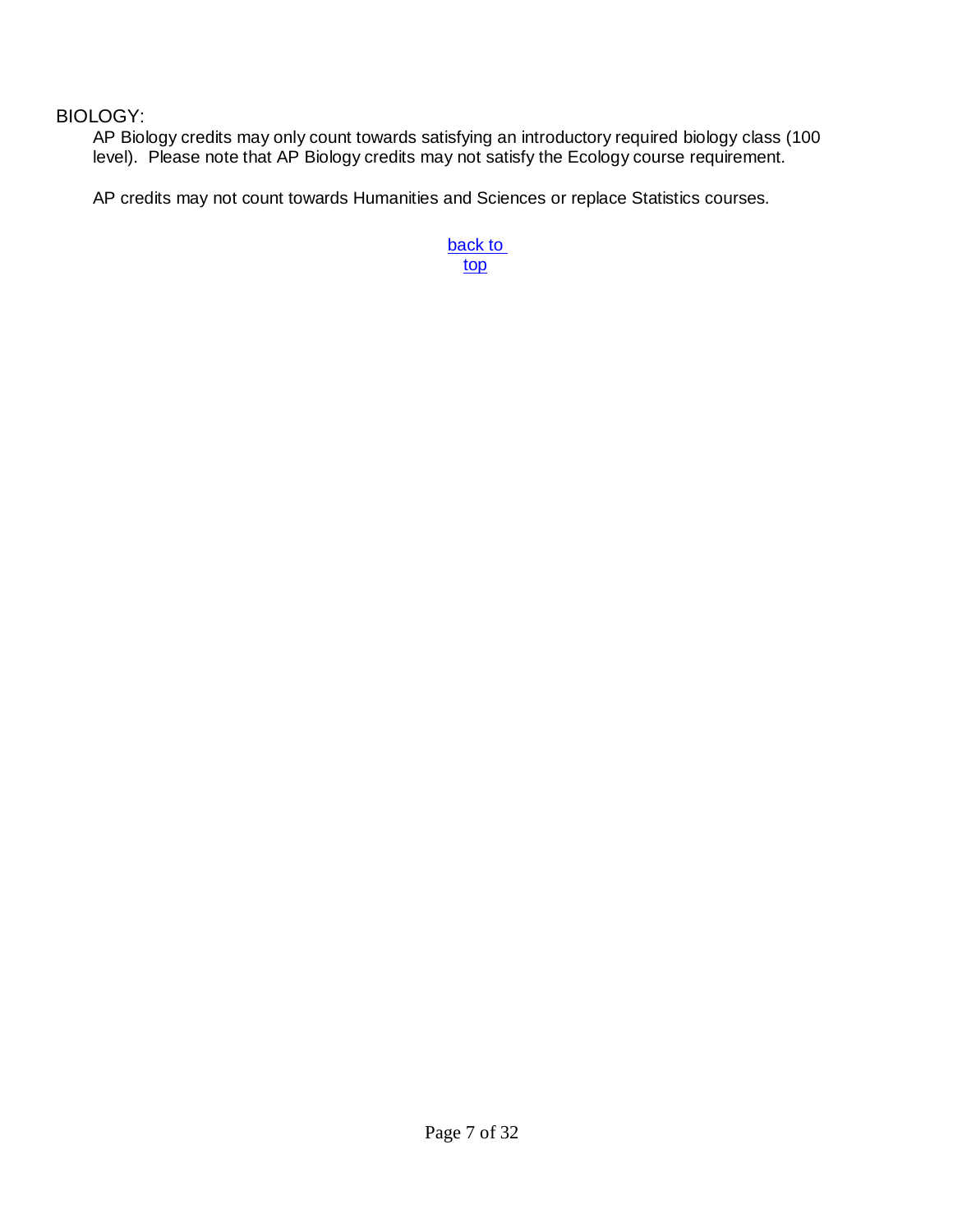## BIOLOGY:

AP Biology credits may only count towards satisfying an introductory required biology class (100 level). Please note that AP Biology credits may not satisfy the Ecology course requirement.

AP credits may not count towards Humanities and Sciences or replace Statistics courses.

back to top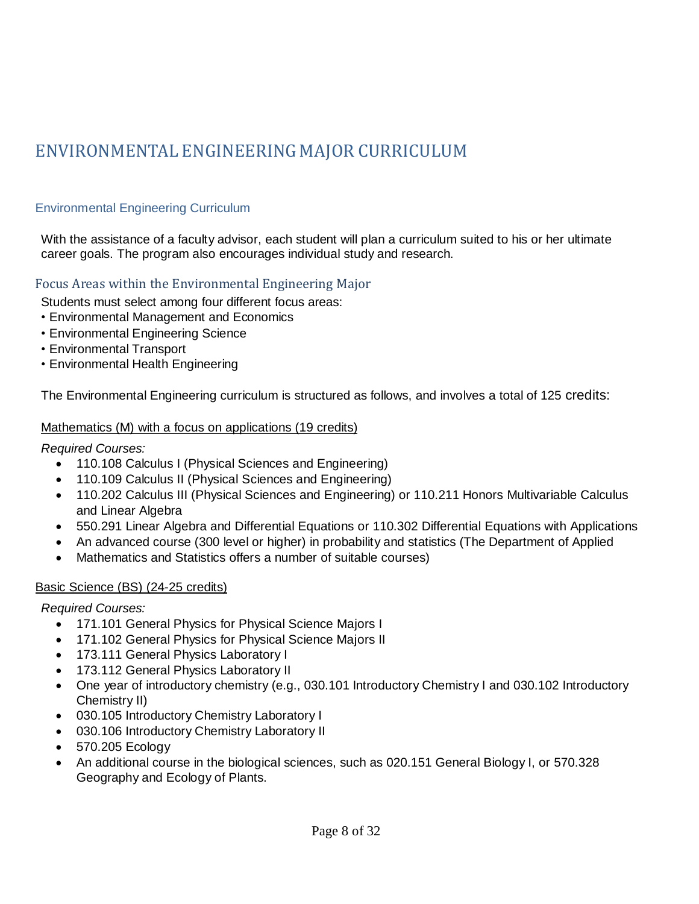# ENVIRONMENTAL ENGINEERING MAJOR CURRICULUM

## Environmental Engineering Curriculum

With the assistance of a faculty advisor, each student will plan a curriculum suited to his or her ultimate career goals. The program also encourages individual study and research.

### Focus Areas within the Environmental Engineering Major

Students must select among four different focus areas:
- Environmental Management and Economics
- Environmental Engineering Science
- Environmental Transport
- Environmental Health Engineering

The Environmental Engineering curriculum is structured as follows, and involves a total of 125 credits:

Mathematics (M) with a focus on applications (19 credits)

*Required Courses:*
- 110.108 Calculus I (Physical Sciences and Engineering)
- 110.109 Calculus II (Physical Sciences and Engineering)
- 110.202 Calculus III (Physical Sciences and Engineering) or 110.211 Honors Multivariable Calculus and Linear Algebra
- 550.291 Linear Algebra and Differential Equations or 110.302 Differential Equations with Applications
- An advanced course (300 level or higher) in probability and statistics (The Department of Applied
- Mathematics and Statistics offers a number of suitable courses)

Basic Science (BS) (24-25 credits)

*Required Courses:*
- 171.101 General Physics for Physical Science Majors I
- 171.102 General Physics for Physical Science Majors II
- 173.111 General Physics Laboratory I
- 173.112 General Physics Laboratory II
- One year of introductory chemistry (e.g., 030.101 Introductory Chemistry I and 030.102 Introductory Chemistry II)
- 030.105 Introductory Chemistry Laboratory I
- 030.106 Introductory Chemistry Laboratory II
- 570.205 Ecology
- An additional course in the biological sciences, such as 020.151 General Biology I, or 570.328 Geography and Ecology of Plants.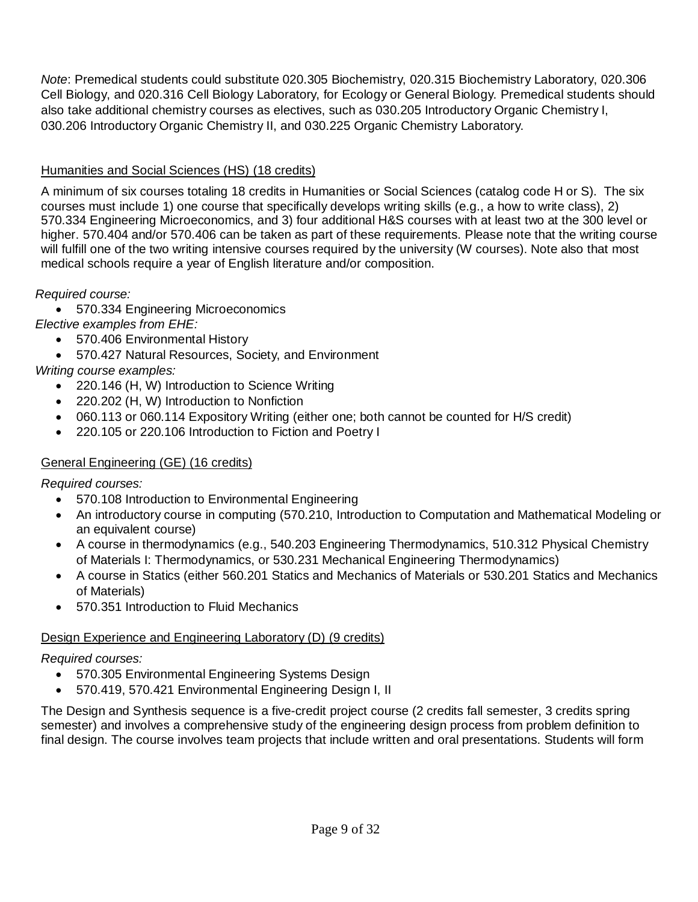*Note*: Premedical students could substitute 020.305 Biochemistry, 020.315 Biochemistry Laboratory, 020.306 Cell Biology, and 020.316 Cell Biology Laboratory, for Ecology or General Biology. Premedical students should also take additional chemistry courses as electives, such as 030.205 Introductory Organic Chemistry I, 030.206 Introductory Organic Chemistry II, and 030.225 Organic Chemistry Laboratory.

<u>Humanities and Social Sciences (HS) (18 credits)</u>

A minimum of six courses totaling 18 credits in Humanities or Social Sciences (catalog code H or S). The six courses must include 1) one course that specifically develops writing skills (e.g., a how to write class), 2) 570.334 Engineering Microeconomics, and 3) four additional H&S courses with at least two at the 300 level or higher. 570.404 and/or 570.406 can be taken as part of these requirements. Please note that the writing course will fulfill one of the two writing intensive courses required by the university (W courses). Note also that most medical schools require a year of English literature and/or composition.

*Required course:*

- 570.334 Engineering Microeconomics

*Elective examples from EHE:*

- 570.406 Environmental History
- 570.427 Natural Resources, Society, and Environment

*Writing course examples:*

- 220.146 (H, W) Introduction to Science Writing
- 220.202 (H, W) Introduction to Nonfiction
- 060.113 or 060.114 Expository Writing (either one; both cannot be counted for H/S credit)
- 220.105 or 220.106 Introduction to Fiction and Poetry I

<u>General Engineering (GE) (16 credits)</u>

*Required courses:*

- 570.108 Introduction to Environmental Engineering
- An introductory course in computing (570.210, Introduction to Computation and Mathematical Modeling or an equivalent course)
- A course in thermodynamics (e.g., 540.203 Engineering Thermodynamics, 510.312 Physical Chemistry of Materials I: Thermodynamics, or 530.231 Mechanical Engineering Thermodynamics)
- A course in Statics (either 560.201 Statics and Mechanics of Materials or 530.201 Statics and Mechanics of Materials)
- 570.351 Introduction to Fluid Mechanics

<u>Design Experience and Engineering Laboratory (D) (9 credits)</u>

*Required courses:*

- 570.305 Environmental Engineering Systems Design
- 570.419, 570.421 Environmental Engineering Design I, II

The Design and Synthesis sequence is a five-credit project course (2 credits fall semester, 3 credits spring semester) and involves a comprehensive study of the engineering design process from problem definition to final design. The course involves team projects that include written and oral presentations. Students will form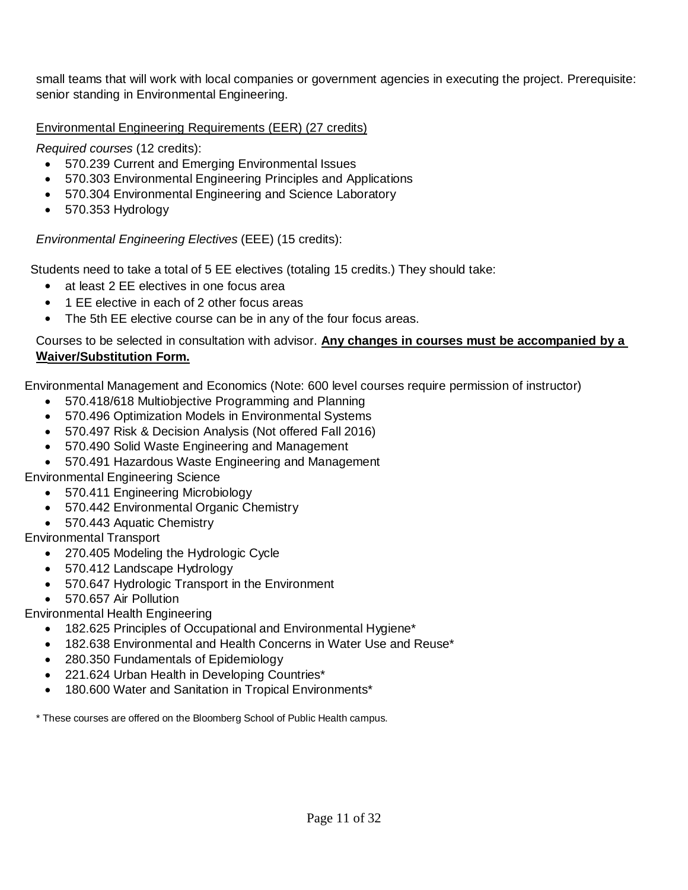small teams that will work with local companies or government agencies in executing the project. Prerequisite: senior standing in Environmental Engineering.

Environmental Engineering Requirements (EER) (27 credits)

*Required courses* (12 credits):

- 570.239 Current and Emerging Environmental Issues
- 570.303 Environmental Engineering Principles and Applications
- 570.304 Environmental Engineering and Science Laboratory
- 570.353 Hydrology

*Environmental Engineering Electives* (EEE) (15 credits):

Students need to take a total of 5 EE electives (totaling 15 credits.) They should take:

- at least 2 EE electives in one focus area
- 1 EE elective in each of 2 other focus areas
- The 5th EE elective course can be in any of the four focus areas.

Courses to be selected in consultation with advisor. **Any changes in courses must be accompanied by a Waiver/Substitution Form.**

Environmental Management and Economics (Note: 600 level courses require permission of instructor)

- 570.418/618 Multiobjective Programming and Planning
- 570.496 Optimization Models in Environmental Systems
- 570.497 Risk & Decision Analysis (Not offered Fall 2016)
- 570.490 Solid Waste Engineering and Management
- 570.491 Hazardous Waste Engineering and Management

Environmental Engineering Science

- 570.411 Engineering Microbiology
- 570.442 Environmental Organic Chemistry
- 570.443 Aquatic Chemistry

Environmental Transport

- 270.405 Modeling the Hydrologic Cycle
- 570.412 Landscape Hydrology
- 570.647 Hydrologic Transport in the Environment
- 570.657 Air Pollution

Environmental Health Engineering

- 182.625 Principles of Occupational and Environmental Hygiene*
- 182.638 Environmental and Health Concerns in Water Use and Reuse*
- 280.350 Fundamentals of Epidemiology
- 221.624 Urban Health in Developing Countries*
- 180.600 Water and Sanitation in Tropical Environments*

\* These courses are offered on the Bloomberg School of Public Health campus.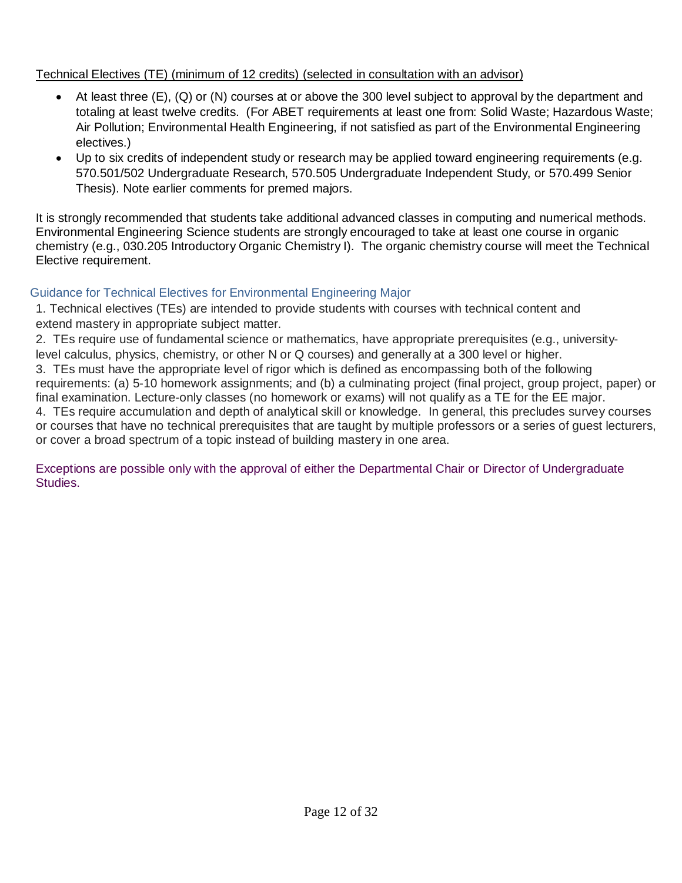<u>Technical Electives (TE) (minimum of 12 credits) (selected in consultation with an advisor)</u>

- At least three (E), (Q) or (N) courses at or above the 300 level subject to approval by the department and totaling at least twelve credits. (For ABET requirements at least one from: Solid Waste; Hazardous Waste; Air Pollution; Environmental Health Engineering, if not satisfied as part of the Environmental Engineering electives.)
- Up to six credits of independent study or research may be applied toward engineering requirements (e.g. 570.501/502 Undergraduate Research, 570.505 Undergraduate Independent Study, or 570.499 Senior Thesis). Note earlier comments for premed majors.

It is strongly recommended that students take additional advanced classes in computing and numerical methods. Environmental Engineering Science students are strongly encouraged to take at least one course in organic chemistry (e.g., 030.205 Introductory Organic Chemistry I). The organic chemistry course will meet the Technical Elective requirement.

### Guidance for Technical Electives for Environmental Engineering Major

1. Technical electives (TEs) are intended to provide students with courses with technical content and extend mastery in appropriate subject matter.
2. TEs require use of fundamental science or mathematics, have appropriate prerequisites (e.g., university-level calculus, physics, chemistry, or other N or Q courses) and generally at a 300 level or higher.
3. TEs must have the appropriate level of rigor which is defined as encompassing both of the following requirements: (a) 5-10 homework assignments; and (b) a culminating project (final project, group project, paper) or final examination. Lecture-only classes (no homework or exams) will not qualify as a TE for the EE major.
4. TEs require accumulation and depth of analytical skill or knowledge. In general, this precludes survey courses or courses that have no technical prerequisites that are taught by multiple professors or a series of guest lecturers, or cover a broad spectrum of a topic instead of building mastery in one area.

Exceptions are possible only with the approval of either the Departmental Chair or Director of Undergraduate Studies.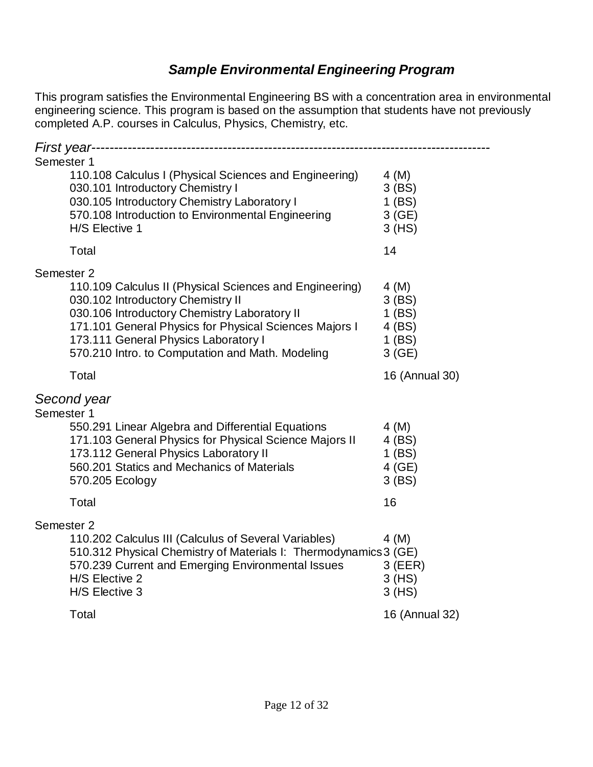## *Sample Environmental Engineering Program*

This program satisfies the Environmental Engineering BS with a concentration area in environmental engineering science. This program is based on the assumption that students have not previously completed A.P. courses in Calculus, Physics, Chemistry, etc.

### *First year*

**Semester 1**

| Course | Credits |
|---|---|
| 110.108 Calculus I (Physical Sciences and Engineering) | 4 (M) |
| 030.101 Introductory Chemistry I | 3 (BS) |
| 030.105 Introductory Chemistry Laboratory I | 1 (BS) |
| 570.108 Introduction to Environmental Engineering | 3 (GE) |
| H/S Elective 1 | 3 (HS) |
| Total | 14 |

**Semester 2**

| Course | Credits |
|---|---|
| 110.109 Calculus II (Physical Sciences and Engineering) | 4 (M) |
| 030.102 Introductory Chemistry II | 3 (BS) |
| 030.106 Introductory Chemistry Laboratory II | 1 (BS) |
| 171.101 General Physics for Physical Sciences Majors I | 4 (BS) |
| 173.111 General Physics Laboratory I | 1 (BS) |
| 570.210 Intro. to Computation and Math. Modeling | 3 (GE) |
| Total | 16 (Annual 30) |

### *Second year*

**Semester 1**

| Course | Credits |
|---|---|
| 550.291 Linear Algebra and Differential Equations | 4 (M) |
| 171.103 General Physics for Physical Science Majors II | 4 (BS) |
| 173.112 General Physics Laboratory II | 1 (BS) |
| 560.201 Statics and Mechanics of Materials | 4 (GE) |
| 570.205 Ecology | 3 (BS) |
| Total | 16 |

**Semester 2**

| Course | Credits |
|---|---|
| 110.202 Calculus III (Calculus of Several Variables) | 4 (M) |
| 510.312 Physical Chemistry of Materials I: Thermodynamics | 3 (GE) |
| 570.239 Current and Emerging Environmental Issues | 3 (EER) |
| H/S Elective 2 | 3 (HS) |
| H/S Elective 3 | 3 (HS) |
| Total | 16 (Annual 32) |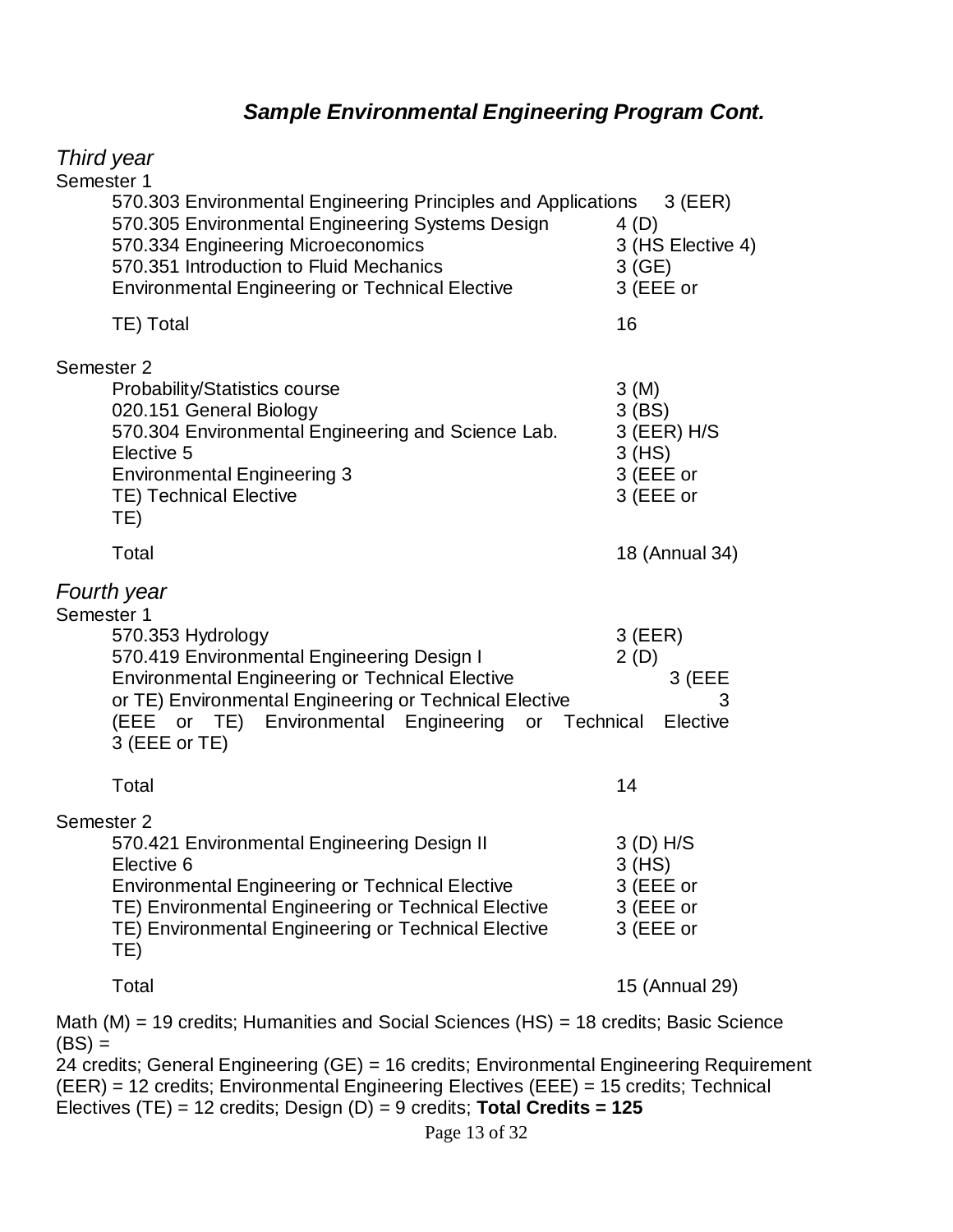## *Sample Environmental Engineering Program Cont.*

### *Third year*

Semester 1

| Course | Credits |
|---|---|
| 570.303 Environmental Engineering Principles and Applications | 3 (EER) |
| 570.305 Environmental Engineering Systems Design | 4 (D) |
| 570.334 Engineering Microeconomics | 3 (HS Elective 4) |
| 570.351 Introduction to Fluid Mechanics | 3 (GE) |
| Environmental Engineering or Technical Elective | 3 (EEE or TE) |
| Total | 16 |

Semester 2

| Course | Credits |
|---|---|
| Probability/Statistics course | 3 (M) |
| 020.151 General Biology | 3 (BS) |
| 570.304 Environmental Engineering and Science Lab. | 3 (EER) H/S |
| Elective 5 | 3 (HS) |
| Environmental Engineering or Technical Elective | 3 (EEE or TE) |
| Environmental Engineering or Technical Elective | 3 (EEE or TE) |
| Total | 18 (Annual 34) |

### *Fourth year*

Semester 1

| Course | Credits |
|---|---|
| 570.353 Hydrology | 3 (EER) |
| 570.419 Environmental Engineering Design I | 2 (D) |
| Environmental Engineering or Technical Elective | 3 (EEE or TE) |
| Environmental Engineering or Technical Elective | 3 (EEE or TE) |
| Environmental Engineering or Technical Elective | 3 (EEE or TE) |
| Total | 14 |

Semester 2

| Course | Credits |
|---|---|
| 570.421 Environmental Engineering Design II | 3 (D) H/S |
| Elective 6 | 3 (HS) |
| Environmental Engineering or Technical Elective | 3 (EEE or TE) |
| Environmental Engineering or Technical Elective | 3 (EEE or TE) |
| Environmental Engineering or Technical Elective | 3 (EEE or TE) |
| Total | 15 (Annual 29) |

Math (M) = 19 credits; Humanities and Social Sciences (HS) = 18 credits; Basic Science (BS) = 24 credits; General Engineering (GE) = 16 credits; Environmental Engineering Requirement (EER) = 12 credits; Environmental Engineering Electives (EEE) = 15 credits; Technical Electives (TE) = 12 credits; Design (D) = 9 credits; **Total Credits = 125**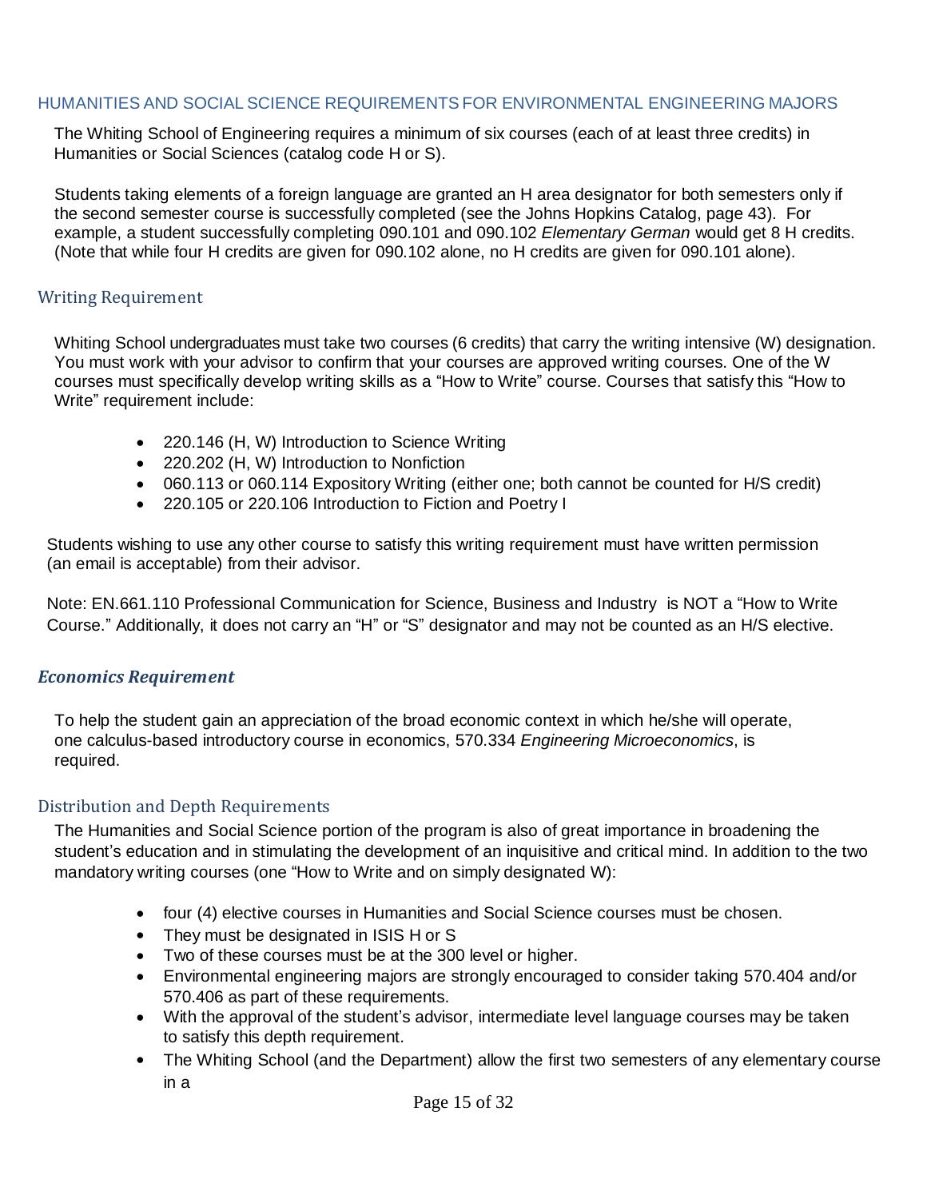## HUMANITIES AND SOCIAL SCIENCE REQUIREMENTS FOR ENVIRONMENTAL ENGINEERING MAJORS

The Whiting School of Engineering requires a minimum of six courses (each of at least three credits) in Humanities or Social Sciences (catalog code H or S).

Students taking elements of a foreign language are granted an H area designator for both semesters only if the second semester course is successfully completed (see the Johns Hopkins Catalog, page 43). For example, a student successfully completing 090.101 and 090.102 *Elementary German* would get 8 H credits. (Note that while four H credits are given for 090.102 alone, no H credits are given for 090.101 alone).

### Writing Requirement

Whiting School undergraduates must take two courses (6 credits) that carry the writing intensive (W) designation. You must work with your advisor to confirm that your courses are approved writing courses. One of the W courses must specifically develop writing skills as a "How to Write" course. Courses that satisfy this "How to Write" requirement include:

- 220.146 (H, W) Introduction to Science Writing
- 220.202 (H, W) Introduction to Nonfiction
- 060.113 or 060.114 Expository Writing (either one; both cannot be counted for H/S credit)
- 220.105 or 220.106 Introduction to Fiction and Poetry I

Students wishing to use any other course to satisfy this writing requirement must have written permission (an email is acceptable) from their advisor.

Note: EN.661.110 Professional Communication for Science, Business and Industry is NOT a "How to Write Course." Additionally, it does not carry an "H" or "S" designator and may not be counted as an H/S elective.

### *Economics Requirement*

To help the student gain an appreciation of the broad economic context in which he/she will operate, one calculus-based introductory course in economics, 570.334 *Engineering Microeconomics*, is required.

### Distribution and Depth Requirements

The Humanities and Social Science portion of the program is also of great importance in broadening the student's education and in stimulating the development of an inquisitive and critical mind. In addition to the two mandatory writing courses (one "How to Write and on simply designated W):

- four (4) elective courses in Humanities and Social Science courses must be chosen.
- They must be designated in ISIS H or S
- Two of these courses must be at the 300 level or higher.
- Environmental engineering majors are strongly encouraged to consider taking 570.404 and/or 570.406 as part of these requirements.
- With the approval of the student's advisor, intermediate level language courses may be taken to satisfy this depth requirement.
- The Whiting School (and the Department) allow the first two semesters of any elementary course in a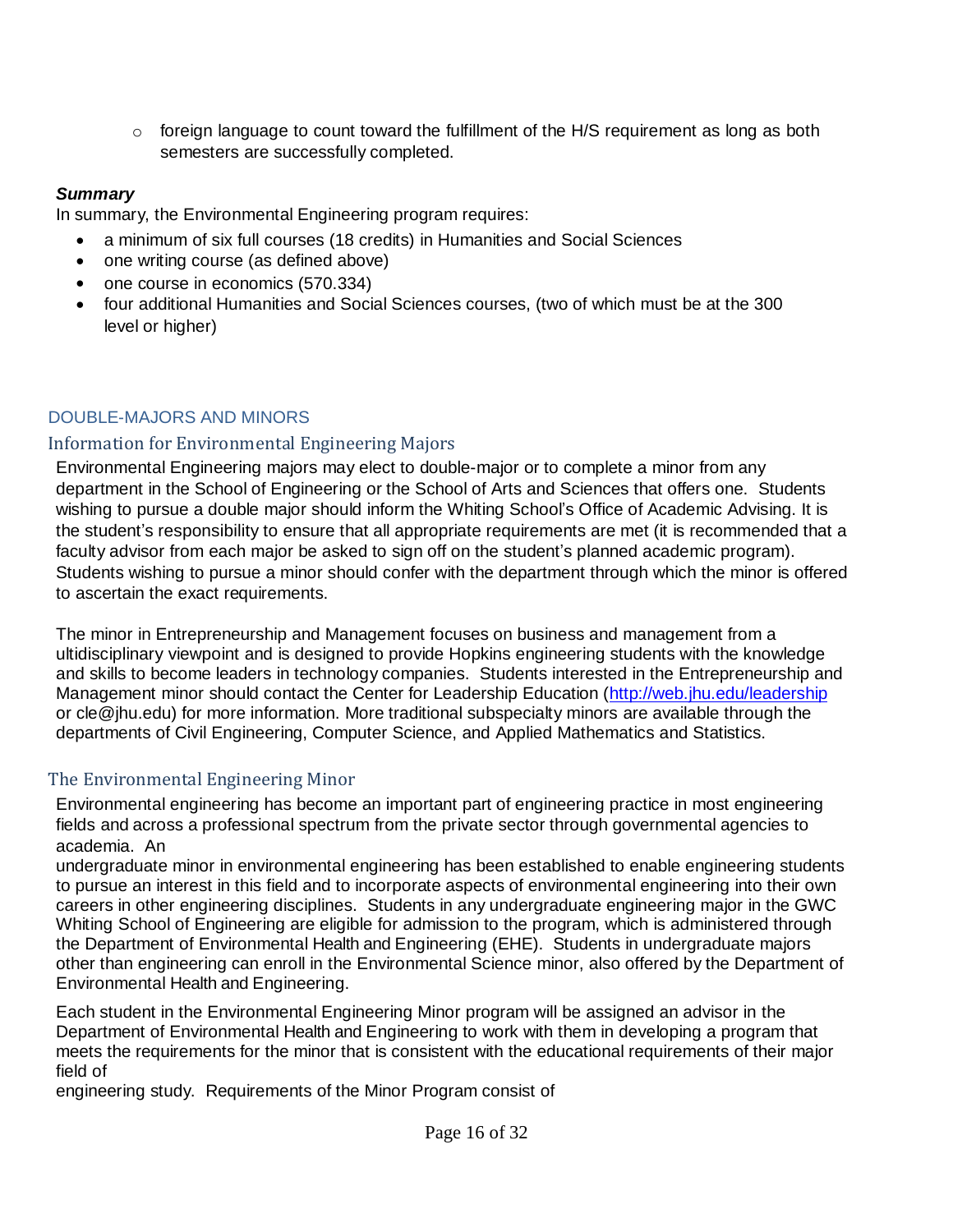- foreign language to count toward the fulfillment of the H/S requirement as long as both semesters are successfully completed.

***Summary***

In summary, the Environmental Engineering program requires:

- a minimum of six full courses (18 credits) in Humanities and Social Sciences
- one writing course (as defined above)
- one course in economics (570.334)
- four additional Humanities and Social Sciences courses, (two of which must be at the 300 level or higher)

## DOUBLE-MAJORS AND MINORS

### Information for Environmental Engineering Majors

Environmental Engineering majors may elect to double-major or to complete a minor from any department in the School of Engineering or the School of Arts and Sciences that offers one. Students wishing to pursue a double major should inform the Whiting School's Office of Academic Advising. It is the student's responsibility to ensure that all appropriate requirements are met (it is recommended that a faculty advisor from each major be asked to sign off on the student's planned academic program). Students wishing to pursue a minor should confer with the department through which the minor is offered to ascertain the exact requirements.

The minor in Entrepreneurship and Management focuses on business and management from a ultidisciplinary viewpoint and is designed to provide Hopkins engineering students with the knowledge and skills to become leaders in technology companies. Students interested in the Entrepreneurship and Management minor should contact the Center for Leadership Education (http://web.jhu.edu/leadership or cle@jhu.edu) for more information. More traditional subspecialty minors are available through the departments of Civil Engineering, Computer Science, and Applied Mathematics and Statistics.

### The Environmental Engineering Minor

Environmental engineering has become an important part of engineering practice in most engineering fields and across a professional spectrum from the private sector through governmental agencies to academia. An undergraduate minor in environmental engineering has been established to enable engineering students to pursue an interest in this field and to incorporate aspects of environmental engineering into their own careers in other engineering disciplines. Students in any undergraduate engineering major in the GWC Whiting School of Engineering are eligible for admission to the program, which is administered through the Department of Environmental Health and Engineering (EHE). Students in undergraduate majors other than engineering can enroll in the Environmental Science minor, also offered by the Department of Environmental Health and Engineering.

Each student in the Environmental Engineering Minor program will be assigned an advisor in the Department of Environmental Health and Engineering to work with them in developing a program that meets the requirements for the minor that is consistent with the educational requirements of their major field of engineering study. Requirements of the Minor Program consist of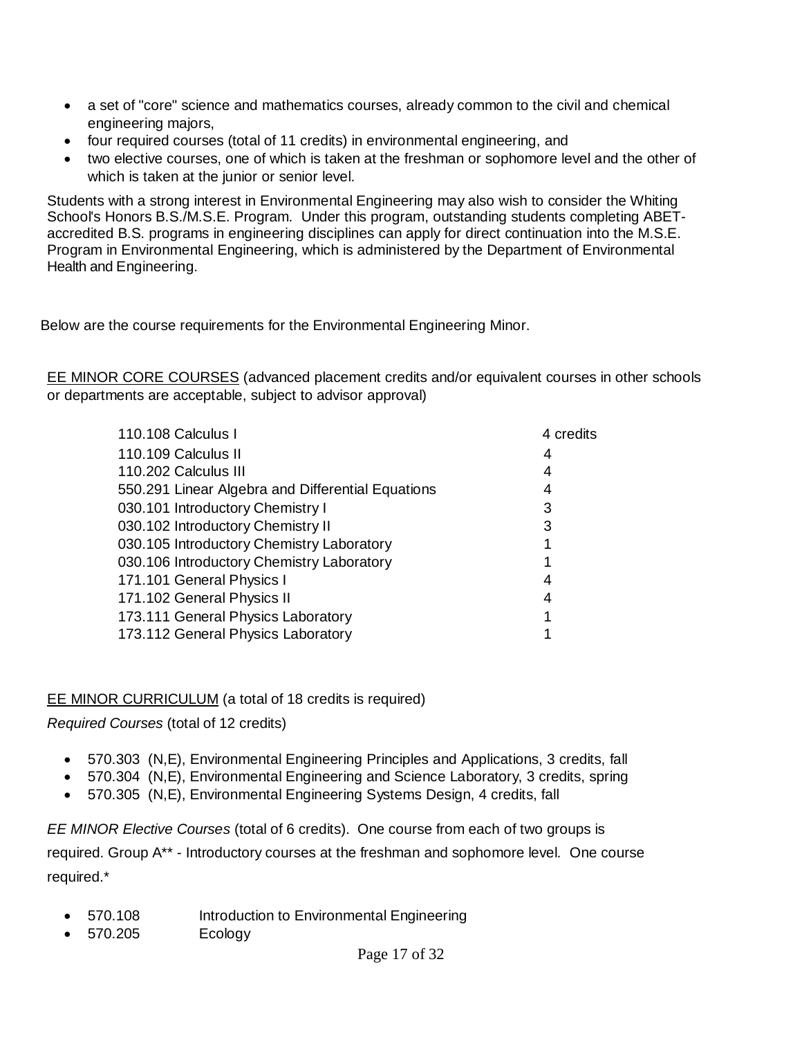- a set of "core" science and mathematics courses, already common to the civil and chemical engineering majors,
- four required courses (total of 11 credits) in environmental engineering, and
- two elective courses, one of which is taken at the freshman or sophomore level and the other of which is taken at the junior or senior level.

Students with a strong interest in Environmental Engineering may also wish to consider the Whiting School's Honors B.S./M.S.E. Program. Under this program, outstanding students completing ABET-accredited B.S. programs in engineering disciplines can apply for direct continuation into the M.S.E. Program in Environmental Engineering, which is administered by the Department of Environmental Health and Engineering.

Below are the course requirements for the Environmental Engineering Minor.

EE MINOR CORE COURSES (advanced placement credits and/or equivalent courses in other schools or departments are acceptable, subject to advisor approval)

| Course | Credits |
|---|---|
| 110.108 Calculus I | 4 credits |
| 110.109 Calculus II | 4 |
| 110.202 Calculus III | 4 |
| 550.291 Linear Algebra and Differential Equations | 4 |
| 030.101 Introductory Chemistry I | 3 |
| 030.102 Introductory Chemistry II | 3 |
| 030.105 Introductory Chemistry Laboratory | 1 |
| 030.106 Introductory Chemistry Laboratory | 1 |
| 171.101 General Physics I | 4 |
| 171.102 General Physics II | 4 |
| 173.111 General Physics Laboratory | 1 |
| 173.112 General Physics Laboratory | 1 |

EE MINOR CURRICULUM (a total of 18 credits is required)

*Required Courses* (total of 12 credits)

- 570.303 (N,E), Environmental Engineering Principles and Applications, 3 credits, fall
- 570.304 (N,E), Environmental Engineering and Science Laboratory, 3 credits, spring
- 570.305 (N,E), Environmental Engineering Systems Design, 4 credits, fall

*EE MINOR Elective Courses* (total of 6 credits). One course from each of two groups is required. Group A** - Introductory courses at the freshman and sophomore level. One course required.*

- 570.108 Introduction to Environmental Engineering
- 570.205 Ecology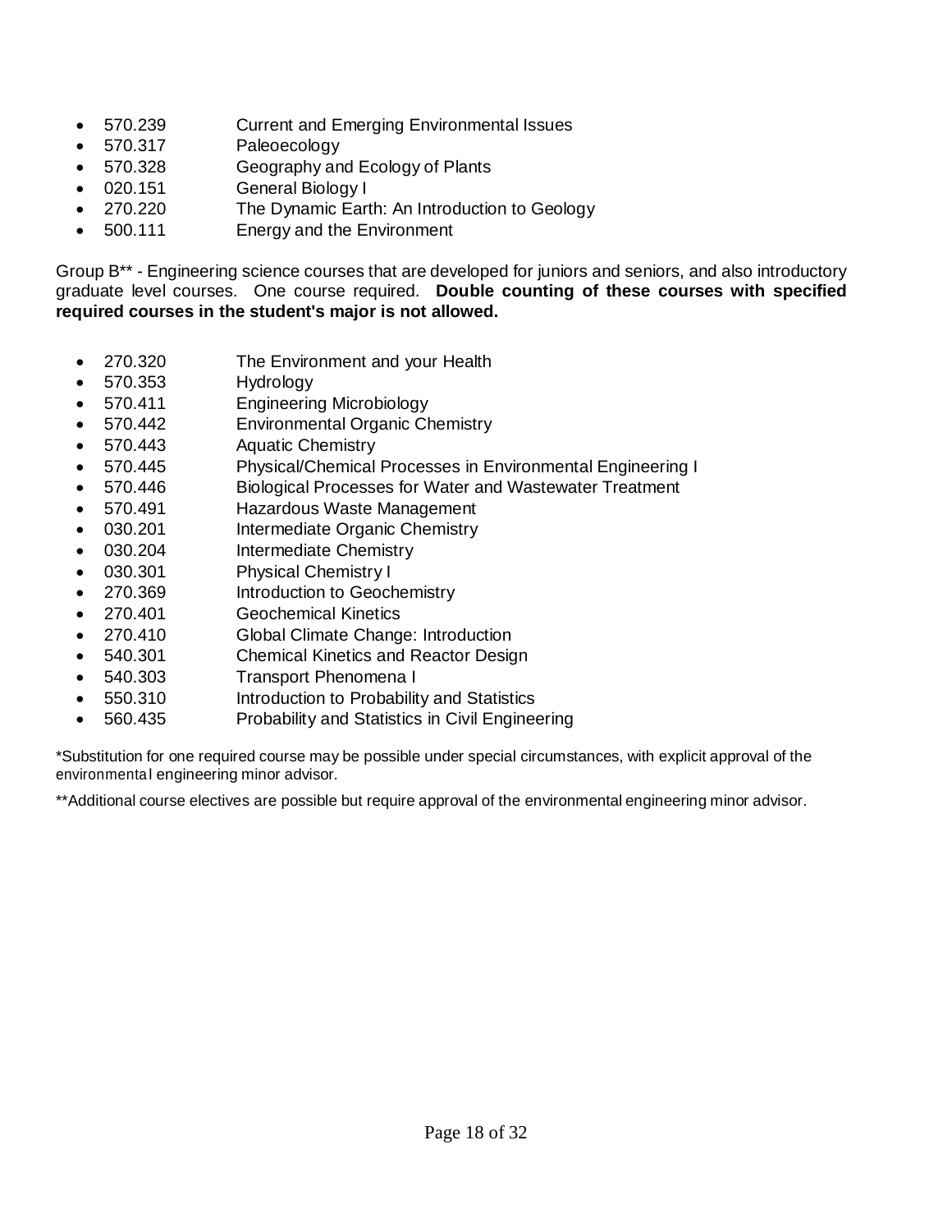- 570.239 Current and Emerging Environmental Issues
- 570.317 Paleoecology
- 570.328 Geography and Ecology of Plants
- 020.151 General Biology I
- 270.220 The Dynamic Earth: An Introduction to Geology
- 500.111 Energy and the Environment

Group B** - Engineering science courses that are developed for juniors and seniors, and also introductory graduate level courses. One course required. **Double counting of these courses with specified required courses in the student's major is not allowed.**

- 270.320 The Environment and your Health
- 570.353 Hydrology
- 570.411 Engineering Microbiology
- 570.442 Environmental Organic Chemistry
- 570.443 Aquatic Chemistry
- 570.445 Physical/Chemical Processes in Environmental Engineering I
- 570.446 Biological Processes for Water and Wastewater Treatment
- 570.491 Hazardous Waste Management
- 030.201 Intermediate Organic Chemistry
- 030.204 Intermediate Chemistry
- 030.301 Physical Chemistry I
- 270.369 Introduction to Geochemistry
- 270.401 Geochemical Kinetics
- 270.410 Global Climate Change: Introduction
- 540.301 Chemical Kinetics and Reactor Design
- 540.303 Transport Phenomena I
- 550.310 Introduction to Probability and Statistics
- 560.435 Probability and Statistics in Civil Engineering

*Substitution for one required course may be possible under special circumstances, with explicit approval of the environmental engineering minor advisor.

**Additional course electives are possible but require approval of the environmental engineering minor advisor.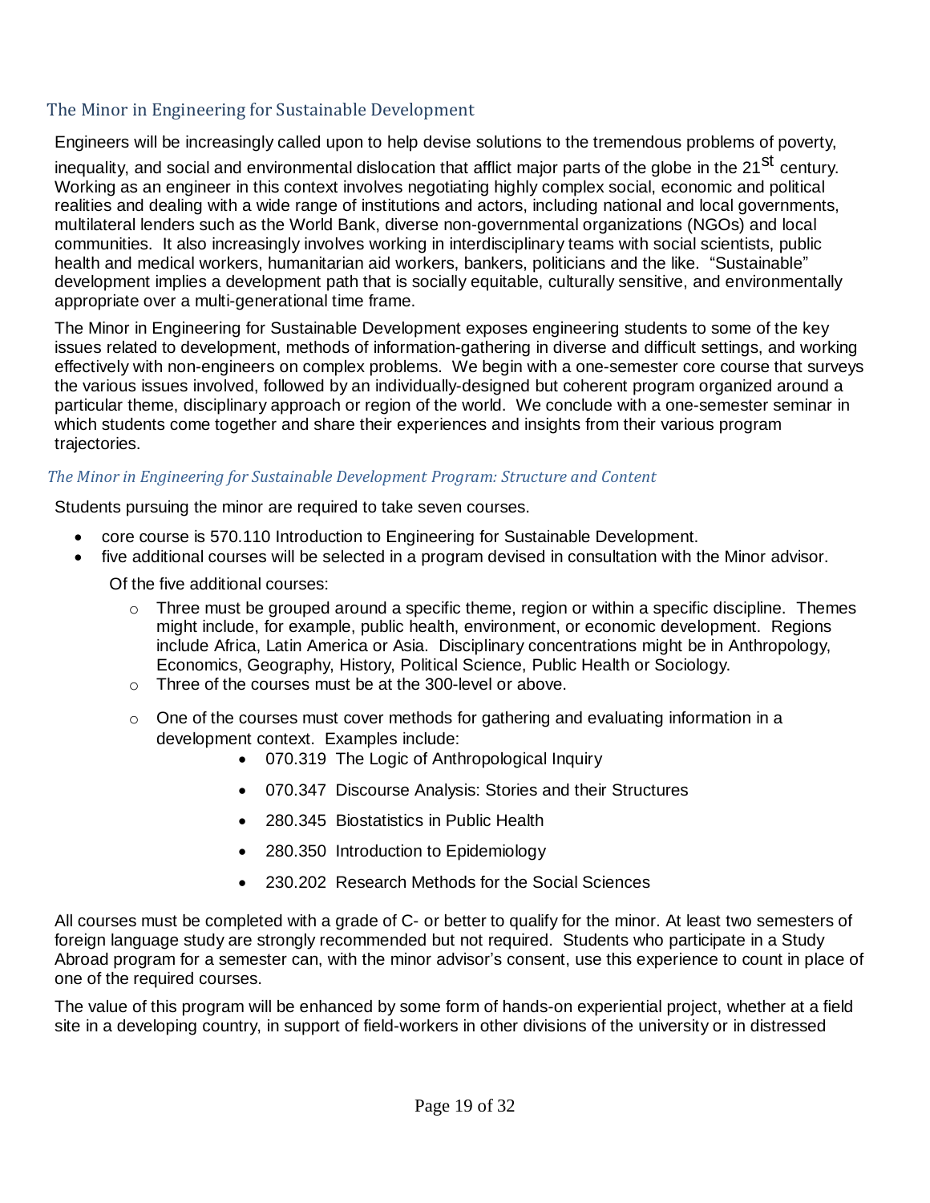## The Minor in Engineering for Sustainable Development

Engineers will be increasingly called upon to help devise solutions to the tremendous problems of poverty, inequality, and social and environmental dislocation that afflict major parts of the globe in the 21st century. Working as an engineer in this context involves negotiating highly complex social, economic and political realities and dealing with a wide range of institutions and actors, including national and local governments, multilateral lenders such as the World Bank, diverse non-governmental organizations (NGOs) and local communities. It also increasingly involves working in interdisciplinary teams with social scientists, public health and medical workers, humanitarian aid workers, bankers, politicians and the like. "Sustainable" development implies a development path that is socially equitable, culturally sensitive, and environmentally appropriate over a multi-generational time frame.

The Minor in Engineering for Sustainable Development exposes engineering students to some of the key issues related to development, methods of information-gathering in diverse and difficult settings, and working effectively with non-engineers on complex problems. We begin with a one-semester core course that surveys the various issues involved, followed by an individually-designed but coherent program organized around a particular theme, disciplinary approach or region of the world. We conclude with a one-semester seminar in which students come together and share their experiences and insights from their various program trajectories.

### *The Minor in Engineering for Sustainable Development Program: Structure and Content*

Students pursuing the minor are required to take seven courses.

- core course is 570.110 Introduction to Engineering for Sustainable Development.
- five additional courses will be selected in a program devised in consultation with the Minor advisor.

  Of the five additional courses:

  - Three must be grouped around a specific theme, region or within a specific discipline. Themes might include, for example, public health, environment, or economic development. Regions include Africa, Latin America or Asia. Disciplinary concentrations might be in Anthropology, Economics, Geography, History, Political Science, Public Health or Sociology.
  - Three of the courses must be at the 300-level or above.
  - One of the courses must cover methods for gathering and evaluating information in a development context. Examples include:
    - 070.319 The Logic of Anthropological Inquiry
    - 070.347 Discourse Analysis: Stories and their Structures
    - 280.345 Biostatistics in Public Health
    - 280.350 Introduction to Epidemiology
    - 230.202 Research Methods for the Social Sciences

All courses must be completed with a grade of C- or better to qualify for the minor. At least two semesters of foreign language study are strongly recommended but not required. Students who participate in a Study Abroad program for a semester can, with the minor advisor's consent, use this experience to count in place of one of the required courses.

The value of this program will be enhanced by some form of hands-on experiential project, whether at a field site in a developing country, in support of field-workers in other divisions of the university or in distressed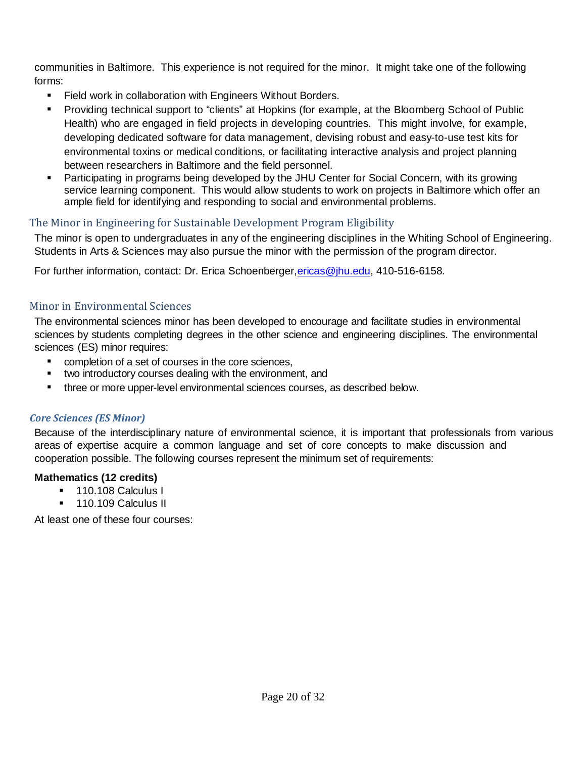communities in Baltimore. This experience is not required for the minor. It might take one of the following forms:

- Field work in collaboration with Engineers Without Borders.
- Providing technical support to "clients" at Hopkins (for example, at the Bloomberg School of Public Health) who are engaged in field projects in developing countries. This might involve, for example, developing dedicated software for data management, devising robust and easy-to-use test kits for environmental toxins or medical conditions, or facilitating interactive analysis and project planning between researchers in Baltimore and the field personnel.
- Participating in programs being developed by the JHU Center for Social Concern, with its growing service learning component. This would allow students to work on projects in Baltimore which offer an ample field for identifying and responding to social and environmental problems.

## The Minor in Engineering for Sustainable Development Program Eligibility

The minor is open to undergraduates in any of the engineering disciplines in the Whiting School of Engineering. Students in Arts & Sciences may also pursue the minor with the permission of the program director.

For further information, contact: Dr. Erica Schoenberger, ericas@jhu.edu, 410-516-6158.

## Minor in Environmental Sciences

The environmental sciences minor has been developed to encourage and facilitate studies in environmental sciences by students completing degrees in the other science and engineering disciplines. The environmental sciences (ES) minor requires:

- completion of a set of courses in the core sciences,
- two introductory courses dealing with the environment, and
- three or more upper-level environmental sciences courses, as described below.

### *Core Sciences (ES Minor)*

Because of the interdisciplinary nature of environmental science, it is important that professionals from various areas of expertise acquire a common language and set of core concepts to make discussion and cooperation possible. The following courses represent the minimum set of requirements:

**Mathematics (12 credits)**

- 110.108 Calculus I
- 110.109 Calculus II

At least one of these four courses: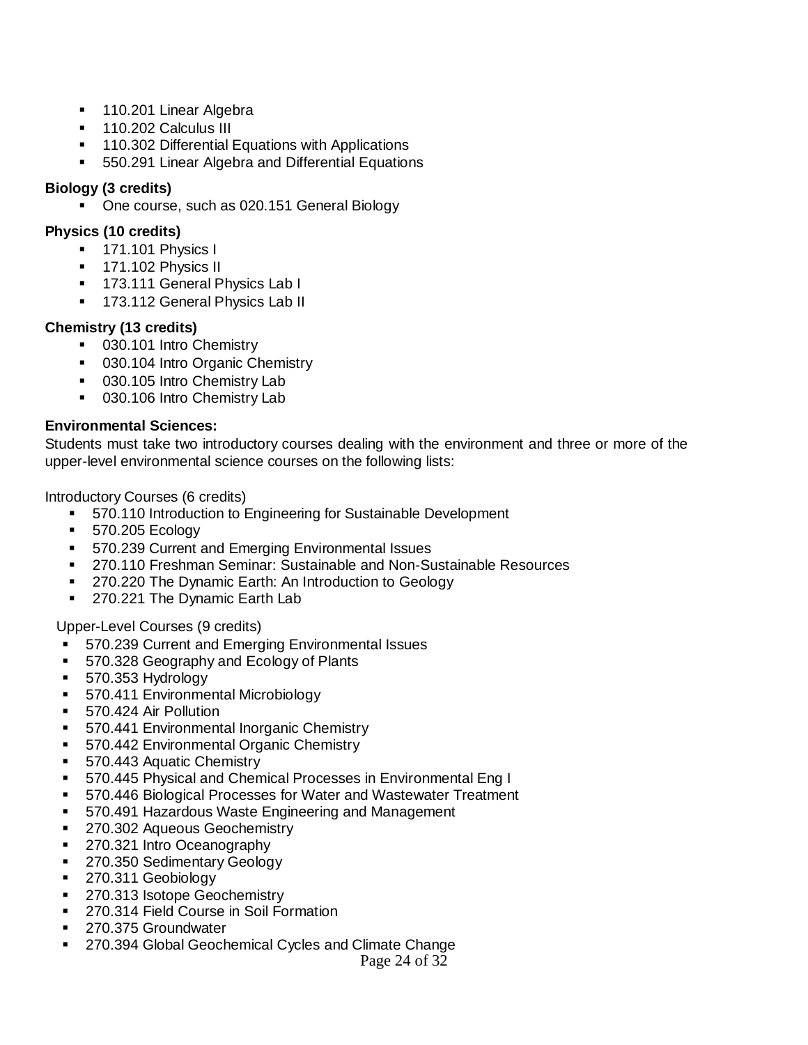- 110.201 Linear Algebra
- 110.202 Calculus III
- 110.302 Differential Equations with Applications
- 550.291 Linear Algebra and Differential Equations

**Biology (3 credits)**

- One course, such as 020.151 General Biology

**Physics (10 credits)**

- 171.101 Physics I
- 171.102 Physics II
- 173.111 General Physics Lab I
- 173.112 General Physics Lab II

**Chemistry (13 credits)**

- 030.101 Intro Chemistry
- 030.104 Intro Organic Chemistry
- 030.105 Intro Chemistry Lab
- 030.106 Intro Chemistry Lab

**Environmental Sciences:**

Students must take two introductory courses dealing with the environment and three or more of the upper-level environmental science courses on the following lists:

Introductory Courses (6 credits)

- 570.110 Introduction to Engineering for Sustainable Development
- 570.205 Ecology
- 570.239 Current and Emerging Environmental Issues
- 270.110 Freshman Seminar: Sustainable and Non-Sustainable Resources
- 270.220 The Dynamic Earth: An Introduction to Geology
- 270.221 The Dynamic Earth Lab

Upper-Level Courses (9 credits)

- 570.239 Current and Emerging Environmental Issues
- 570.328 Geography and Ecology of Plants
- 570.353 Hydrology
- 570.411 Environmental Microbiology
- 570.424 Air Pollution
- 570.441 Environmental Inorganic Chemistry
- 570.442 Environmental Organic Chemistry
- 570.443 Aquatic Chemistry
- 570.445 Physical and Chemical Processes in Environmental Eng I
- 570.446 Biological Processes for Water and Wastewater Treatment
- 570.491 Hazardous Waste Engineering and Management
- 270.302 Aqueous Geochemistry
- 270.321 Intro Oceanography
- 270.350 Sedimentary Geology
- 270.311 Geobiology
- 270.313 Isotope Geochemistry
- 270.314 Field Course in Soil Formation
- 270.375 Groundwater
- 270.394 Global Geochemical Cycles and Climate Change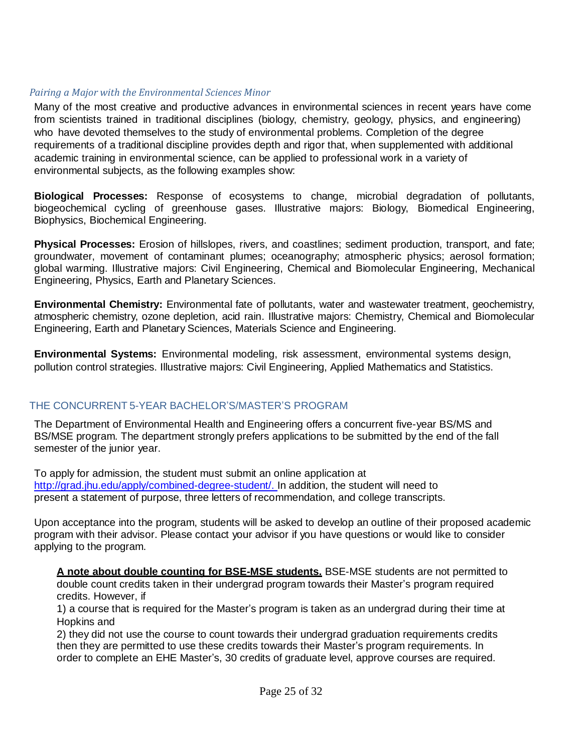### *Pairing a Major with the Environmental Sciences Minor*

Many of the most creative and productive advances in environmental sciences in recent years have come from scientists trained in traditional disciplines (biology, chemistry, geology, physics, and engineering) who have devoted themselves to the study of environmental problems. Completion of the degree requirements of a traditional discipline provides depth and rigor that, when supplemented with additional academic training in environmental science, can be applied to professional work in a variety of environmental subjects, as the following examples show:

**Biological Processes:** Response of ecosystems to change, microbial degradation of pollutants, biogeochemical cycling of greenhouse gases. Illustrative majors: Biology, Biomedical Engineering, Biophysics, Biochemical Engineering.

**Physical Processes:** Erosion of hillslopes, rivers, and coastlines; sediment production, transport, and fate; groundwater, movement of contaminant plumes; oceanography; atmospheric physics; aerosol formation; global warming. Illustrative majors: Civil Engineering, Chemical and Biomolecular Engineering, Mechanical Engineering, Physics, Earth and Planetary Sciences.

**Environmental Chemistry:** Environmental fate of pollutants, water and wastewater treatment, geochemistry, atmospheric chemistry, ozone depletion, acid rain. Illustrative majors: Chemistry, Chemical and Biomolecular Engineering, Earth and Planetary Sciences, Materials Science and Engineering.

**Environmental Systems:** Environmental modeling, risk assessment, environmental systems design, pollution control strategies. Illustrative majors: Civil Engineering, Applied Mathematics and Statistics.

## THE CONCURRENT 5-YEAR BACHELOR'S/MASTER'S PROGRAM

The Department of Environmental Health and Engineering offers a concurrent five-year BS/MS and BS/MSE program. The department strongly prefers applications to be submitted by the end of the fall semester of the junior year.

To apply for admission, the student must submit an online application at http://grad.jhu.edu/apply/combined-degree-student/. In addition, the student will need to present a statement of purpose, three letters of recommendation, and college transcripts.

Upon acceptance into the program, students will be asked to develop an outline of their proposed academic program with their advisor. Please contact your advisor if you have questions or would like to consider applying to the program.

**A note about double counting for BSE-MSE students.** BSE-MSE students are not permitted to double count credits taken in their undergrad program towards their Master's program required credits. However, if

1) a course that is required for the Master's program is taken as an undergrad during their time at Hopkins and

2) they did not use the course to count towards their undergrad graduation requirements credits then they are permitted to use these credits towards their Master's program requirements. In order to complete an EHE Master's, 30 credits of graduate level, approve courses are required.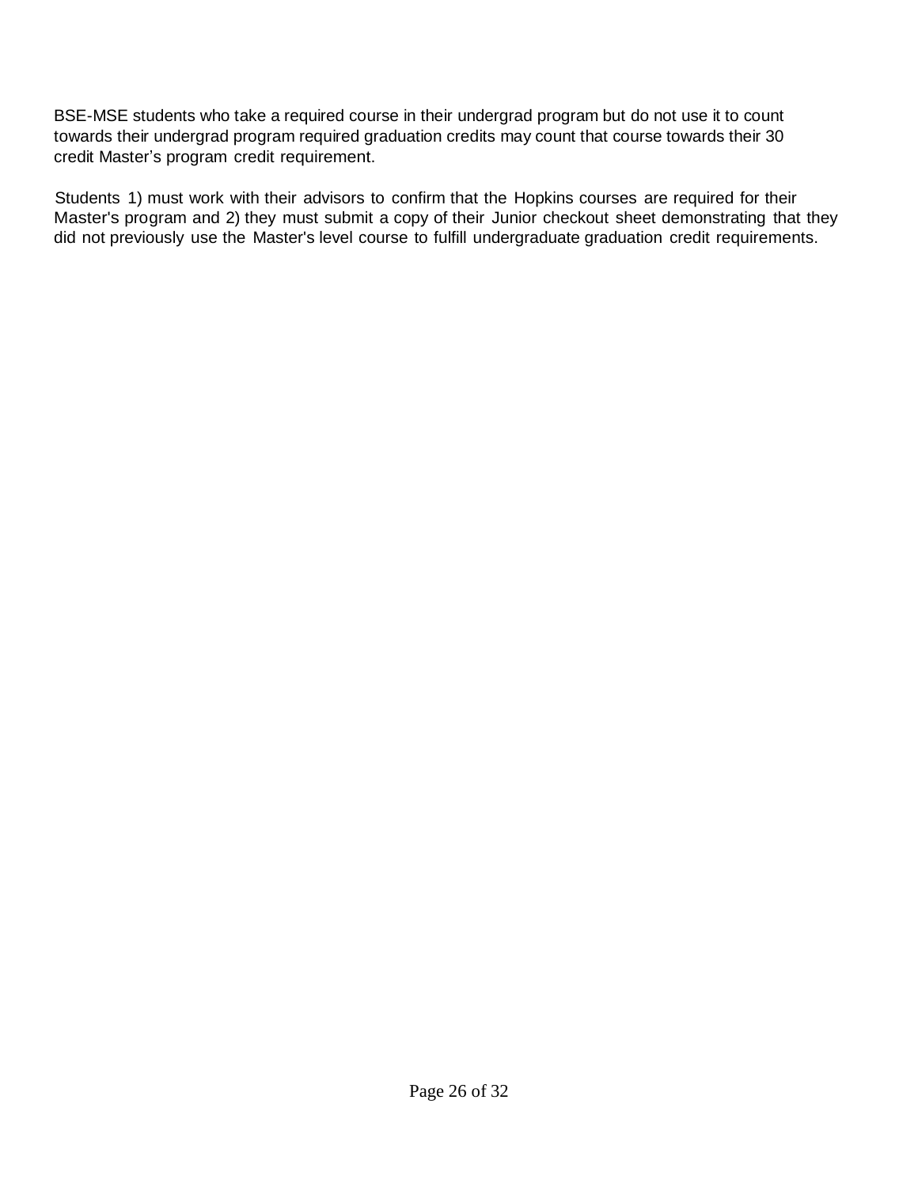BSE-MSE students who take a required course in their undergrad program but do not use it to count towards their undergrad program required graduation credits may count that course towards their 30 credit Master's program credit requirement.

Students 1) must work with their advisors to confirm that the Hopkins courses are required for their Master's program and 2) they must submit a copy of their Junior checkout sheet demonstrating that they did not previously use the Master's level course to fulfill undergraduate graduation credit requirements.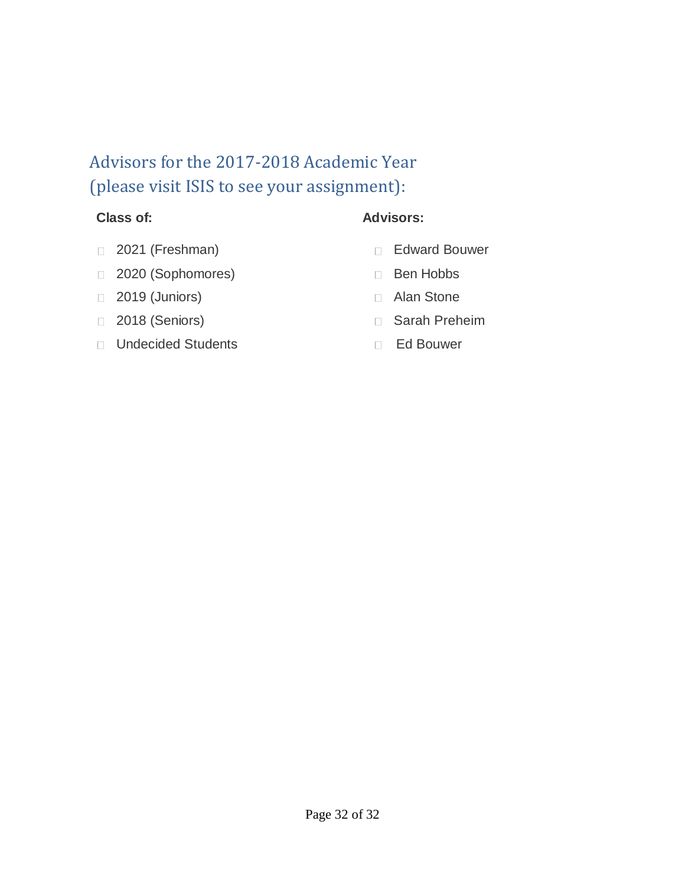## Advisors for the 2017-2018 Academic Year (please visit ISIS to see your assignment):

| Class of: | Advisors: |
|---|---|
| 2021 (Freshman) | Edward Bouwer |
| 2020 (Sophomores) | Ben Hobbs |
| 2019 (Juniors) | Alan Stone |
| 2018 (Seniors) | Sarah Preheim |
| Undecided Students | Ed Bouwer |